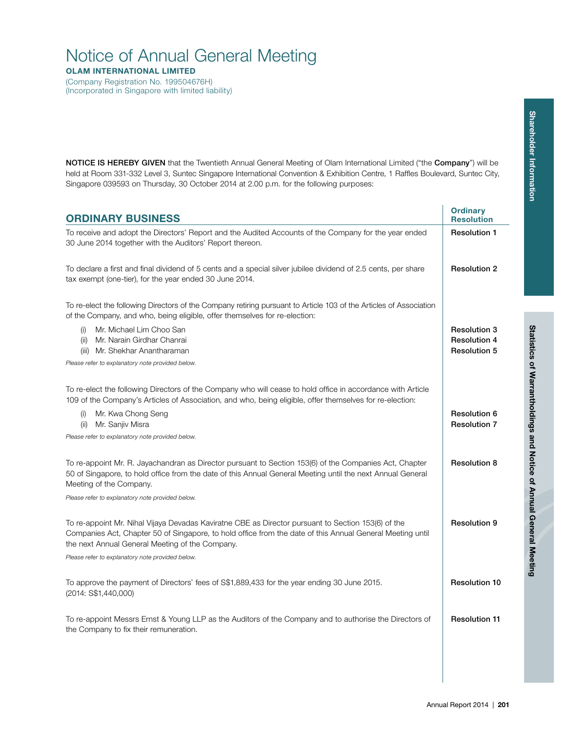# Notice of Annual General Meeting

**OLAM INTERNATIONAL LIMITED**

(Company Registration No. 199504676H)
(Incorporated in Singapore with limited liability)

**NOTICE IS HEREBY GIVEN** that the Twentieth Annual General Meeting of Olam International Limited ("the **Company**") will be held at Room 331-332 Level 3, Suntec Singapore International Convention & Exhibition Centre, 1 Raffles Boulevard, Suntec City, Singapore 039593 on Thursday, 30 October 2014 at 2.00 p.m. for the following purposes:

| **ORDINARY BUSINESS** | **Ordinary Resolution** |
|---|---|
| To receive and adopt the Directors' Report and the Audited Accounts of the Company for the year ended 30 June 2014 together with the Auditors' Report thereon. | Resolution 1 |
| To declare a first and final dividend of 5 cents and a special silver jubilee dividend of 2.5 cents, per share tax exempt (one-tier), for the year ended 30 June 2014. | Resolution 2 |
| To re-elect the following Directors of the Company retiring pursuant to Article 103 of the Articles of Association of the Company, and who, being eligible, offer themselves for re-election: | |
| (i) Mr. Michael Lim Choo San | Resolution 3 |
| (ii) Mr. Narain Girdhar Chanrai | Resolution 4 |
| (iii) Mr. Shekhar Anantharaman | Resolution 5 |
| *Please refer to explanatory note provided below.* | |
| To re-elect the following Directors of the Company who will cease to hold office in accordance with Article 109 of the Company's Articles of Association, and who, being eligible, offer themselves for re-election: | |
| (i) Mr. Kwa Chong Seng | Resolution 6 |
| (ii) Mr. Sanjiv Misra | Resolution 7 |
| *Please refer to explanatory note provided below.* | |
| To re-appoint Mr. R. Jayachandran as Director pursuant to Section 153(6) of the Companies Act, Chapter 50 of Singapore, to hold office from the date of this Annual General Meeting until the next Annual General Meeting of the Company. *Please refer to explanatory note provided below.* | Resolution 8 |
| To re-appoint Mr. Nihal Vijaya Devadas Kaviratne CBE as Director pursuant to Section 153(6) of the Companies Act, Chapter 50 of Singapore, to hold office from the date of this Annual General Meeting until the next Annual General Meeting of the Company. *Please refer to explanatory note provided below.* | Resolution 9 |
| To approve the payment of Directors' fees of S$1,889,433 for the year ending 30 June 2015. (2014: S$1,440,000) | Resolution 10 |
| To re-appoint Messrs Ernst & Young LLP as the Auditors of the Company and to authorise the Directors of the Company to fix their remuneration. | Resolution 11 |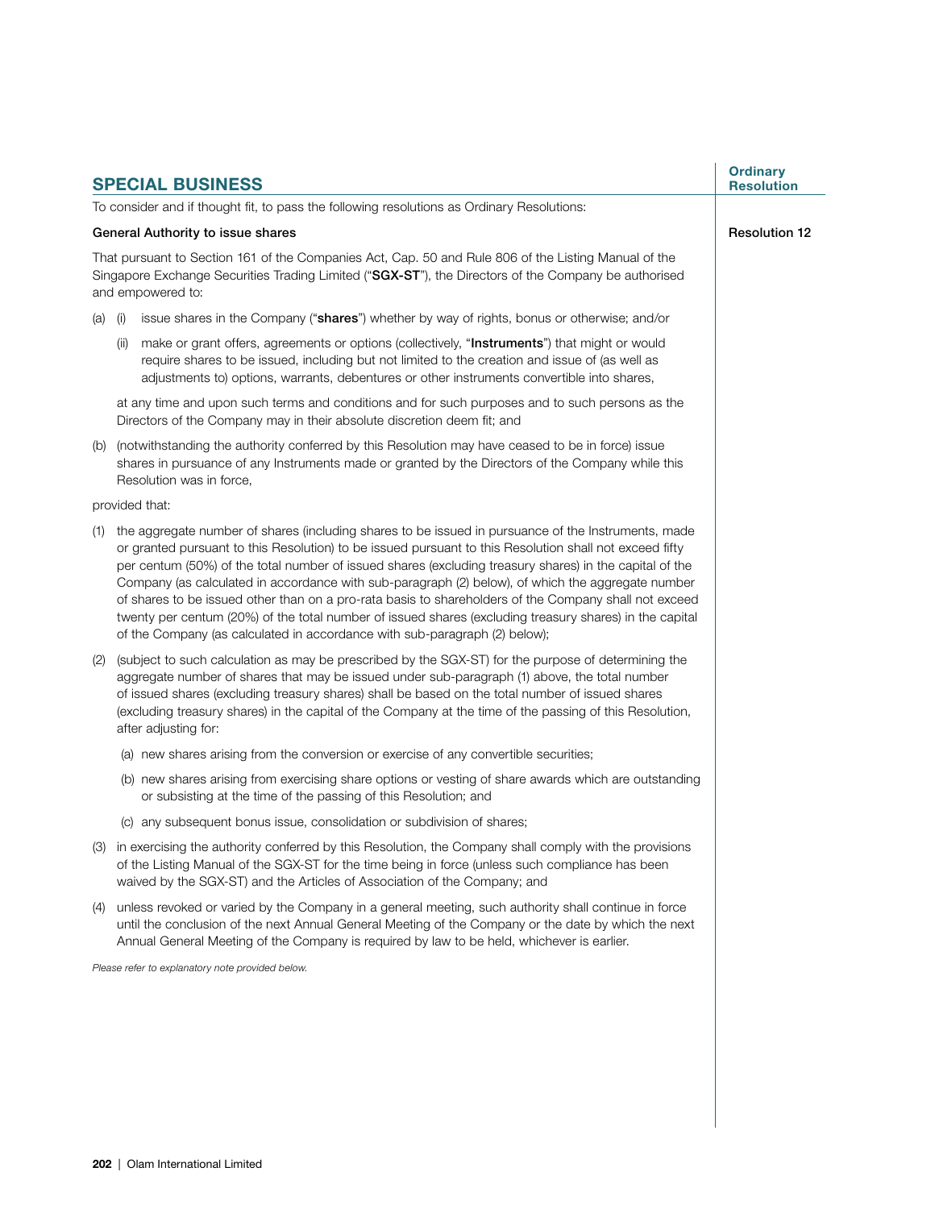## SPECIAL BUSINESS

**Ordinary Resolution**

To consider and if thought fit, to pass the following resolutions as Ordinary Resolutions:

**General Authority to issue shares** — **Resolution 12**

That pursuant to Section 161 of the Companies Act, Cap. 50 and Rule 806 of the Listing Manual of the Singapore Exchange Securities Trading Limited ("**SGX-ST**"), the Directors of the Company be authorised and empowered to:

(a) (i) issue shares in the Company ("**shares**") whether by way of rights, bonus or otherwise; and/or

(ii) make or grant offers, agreements or options (collectively, "**Instruments**") that might or would require shares to be issued, including but not limited to the creation and issue of (as well as adjustments to) options, warrants, debentures or other instruments convertible into shares,

at any time and upon such terms and conditions and for such purposes and to such persons as the Directors of the Company may in their absolute discretion deem fit; and

(b) (notwithstanding the authority conferred by this Resolution may have ceased to be in force) issue shares in pursuance of any Instruments made or granted by the Directors of the Company while this Resolution was in force,

provided that:

(1) the aggregate number of shares (including shares to be issued in pursuance of the Instruments, made or granted pursuant to this Resolution) to be issued pursuant to this Resolution shall not exceed fifty per centum (50%) of the total number of issued shares (excluding treasury shares) in the capital of the Company (as calculated in accordance with sub-paragraph (2) below), of which the aggregate number of shares to be issued other than on a pro-rata basis to shareholders of the Company shall not exceed twenty per centum (20%) of the total number of issued shares (excluding treasury shares) in the capital of the Company (as calculated in accordance with sub-paragraph (2) below);

(2) (subject to such calculation as may be prescribed by the SGX-ST) for the purpose of determining the aggregate number of shares that may be issued under sub-paragraph (1) above, the total number of issued shares (excluding treasury shares) shall be based on the total number of issued shares (excluding treasury shares) in the capital of the Company at the time of the passing of this Resolution, after adjusting for:

(a) new shares arising from the conversion or exercise of any convertible securities;

(b) new shares arising from exercising share options or vesting of share awards which are outstanding or subsisting at the time of the passing of this Resolution; and

(c) any subsequent bonus issue, consolidation or subdivision of shares;

(3) in exercising the authority conferred by this Resolution, the Company shall comply with the provisions of the Listing Manual of the SGX-ST for the time being in force (unless such compliance has been waived by the SGX-ST) and the Articles of Association of the Company; and

(4) unless revoked or varied by the Company in a general meeting, such authority shall continue in force until the conclusion of the next Annual General Meeting of the Company or the date by which the next Annual General Meeting of the Company is required by law to be held, whichever is earlier.

*Please refer to explanatory note provided below.*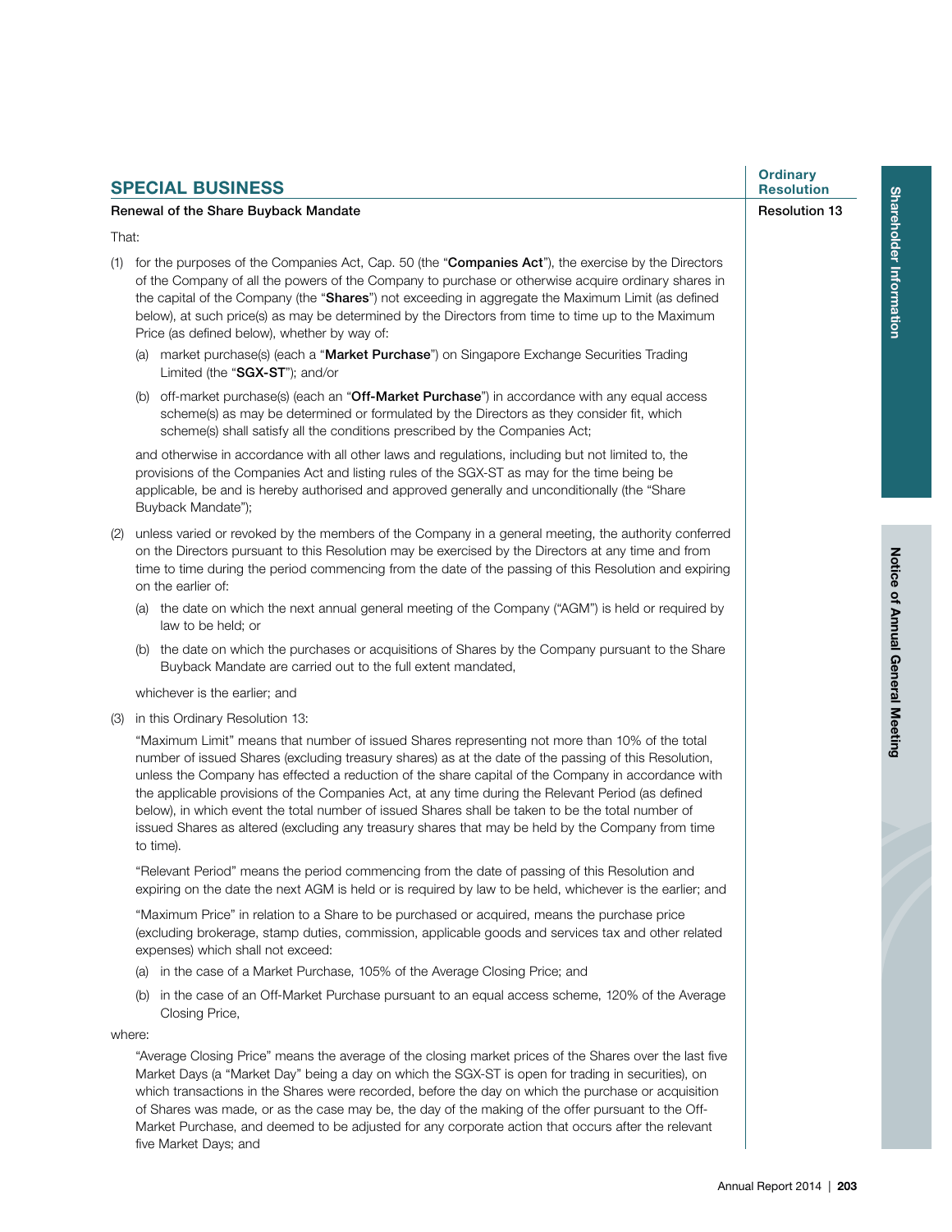## SPECIAL BUSINESS

**Ordinary Resolution**

**Renewal of the Share Buyback Mandate** — **Resolution 13**

That:

(1) for the purposes of the Companies Act, Cap. 50 (the "**Companies Act**"), the exercise by the Directors of the Company of all the powers of the Company to purchase or otherwise acquire ordinary shares in the capital of the Company (the "**Shares**") not exceeding in aggregate the Maximum Limit (as defined below), at such price(s) as may be determined by the Directors from time to time up to the Maximum Price (as defined below), whether by way of:

   (a) market purchase(s) (each a "**Market Purchase**") on Singapore Exchange Securities Trading Limited (the "**SGX-ST**"); and/or

   (b) off-market purchase(s) (each an "**Off-Market Purchase**") in accordance with any equal access scheme(s) as may be determined or formulated by the Directors as they consider fit, which scheme(s) shall satisfy all the conditions prescribed by the Companies Act;

   and otherwise in accordance with all other laws and regulations, including but not limited to, the provisions of the Companies Act and listing rules of the SGX-ST as may for the time being be applicable, be and is hereby authorised and approved generally and unconditionally (the "Share Buyback Mandate");

(2) unless varied or revoked by the members of the Company in a general meeting, the authority conferred on the Directors pursuant to this Resolution may be exercised by the Directors at any time and from time to time during the period commencing from the date of the passing of this Resolution and expiring on the earlier of:

   (a) the date on which the next annual general meeting of the Company ("AGM") is held or required by law to be held; or

   (b) the date on which the purchases or acquisitions of Shares by the Company pursuant to the Share Buyback Mandate are carried out to the full extent mandated,

   whichever is the earlier; and

(3) in this Ordinary Resolution 13:

   "Maximum Limit" means that number of issued Shares representing not more than 10% of the total number of issued Shares (excluding treasury shares) as at the date of the passing of this Resolution, unless the Company has effected a reduction of the share capital of the Company in accordance with the applicable provisions of the Companies Act, at any time during the Relevant Period (as defined below), in which event the total number of issued Shares shall be taken to be the total number of issued Shares as altered (excluding any treasury shares that may be held by the Company from time to time).

   "Relevant Period" means the period commencing from the date of passing of this Resolution and expiring on the date the next AGM is held or is required by law to be held, whichever is the earlier; and

   "Maximum Price" in relation to a Share to be purchased or acquired, means the purchase price (excluding brokerage, stamp duties, commission, applicable goods and services tax and other related expenses) which shall not exceed:

   (a) in the case of a Market Purchase, 105% of the Average Closing Price; and

   (b) in the case of an Off-Market Purchase pursuant to an equal access scheme, 120% of the Average Closing Price,

where:

   "Average Closing Price" means the average of the closing market prices of the Shares over the last five Market Days (a "Market Day" being a day on which the SGX-ST is open for trading in securities), on which transactions in the Shares were recorded, before the day on which the purchase or acquisition of Shares was made, or as the case may be, the day of the making of the offer pursuant to the Off-Market Purchase, and deemed to be adjusted for any corporate action that occurs after the relevant five Market Days; and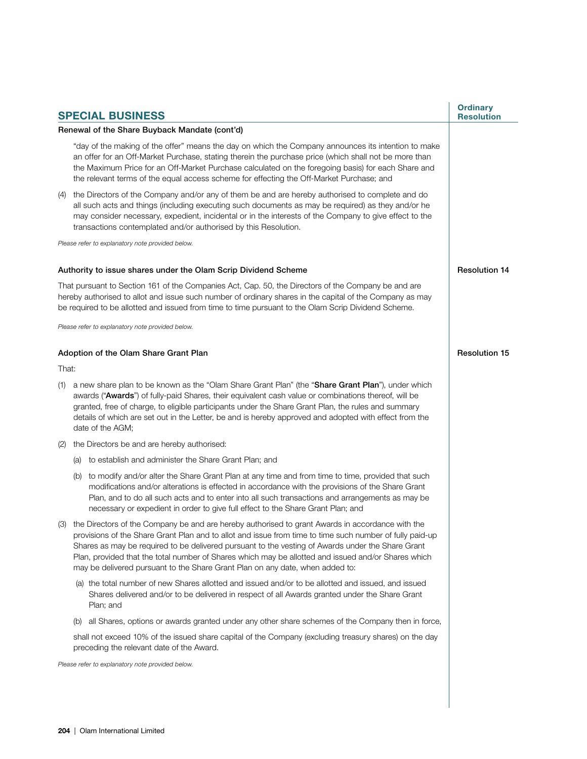## SPECIAL BUSINESS

**Ordinary Resolution**

### Renewal of the Share Buyback Mandate (cont'd)

"day of the making of the offer" means the day on which the Company announces its intention to make an offer for an Off-Market Purchase, stating therein the purchase price (which shall not be more than the Maximum Price for an Off-Market Purchase calculated on the foregoing basis) for each Share and the relevant terms of the equal access scheme for effecting the Off-Market Purchase; and

(4) the Directors of the Company and/or any of them be and are hereby authorised to complete and do all such acts and things (including executing such documents as may be required) as they and/or he may consider necessary, expedient, incidental or in the interests of the Company to give effect to the transactions contemplated and/or authorised by this Resolution.

*Please refer to explanatory note provided below.*

### Authority to issue shares under the Olam Scrip Dividend Scheme

**Resolution 14**

That pursuant to Section 161 of the Companies Act, Cap. 50, the Directors of the Company be and are hereby authorised to allot and issue such number of ordinary shares in the capital of the Company as may be required to be allotted and issued from time to time pursuant to the Olam Scrip Dividend Scheme.

*Please refer to explanatory note provided below.*

### Adoption of the Olam Share Grant Plan

**Resolution 15**

That:

(1) a new share plan to be known as the "Olam Share Grant Plan" (the "**Share Grant Plan**"), under which awards ("**Awards**") of fully-paid Shares, their equivalent cash value or combinations thereof, will be granted, free of charge, to eligible participants under the Share Grant Plan, the rules and summary details of which are set out in the Letter, be and is hereby approved and adopted with effect from the date of the AGM;

(2) the Directors be and are hereby authorised:

(a) to establish and administer the Share Grant Plan; and

(b) to modify and/or alter the Share Grant Plan at any time and from time to time, provided that such modifications and/or alterations is effected in accordance with the provisions of the Share Grant Plan, and to do all such acts and to enter into all such transactions and arrangements as may be necessary or expedient in order to give full effect to the Share Grant Plan; and

(3) the Directors of the Company be and are hereby authorised to grant Awards in accordance with the provisions of the Share Grant Plan and to allot and issue from time to time such number of fully paid-up Shares as may be required to be delivered pursuant to the vesting of Awards under the Share Grant Plan, provided that the total number of Shares which may be allotted and issued and/or Shares which may be delivered pursuant to the Share Grant Plan on any date, when added to:

(a) the total number of new Shares allotted and issued and/or to be allotted and issued, and issued Shares delivered and/or to be delivered in respect of all Awards granted under the Share Grant Plan; and

(b) all Shares, options or awards granted under any other share schemes of the Company then in force,

shall not exceed 10% of the issued share capital of the Company (excluding treasury shares) on the day preceding the relevant date of the Award.

*Please refer to explanatory note provided below.*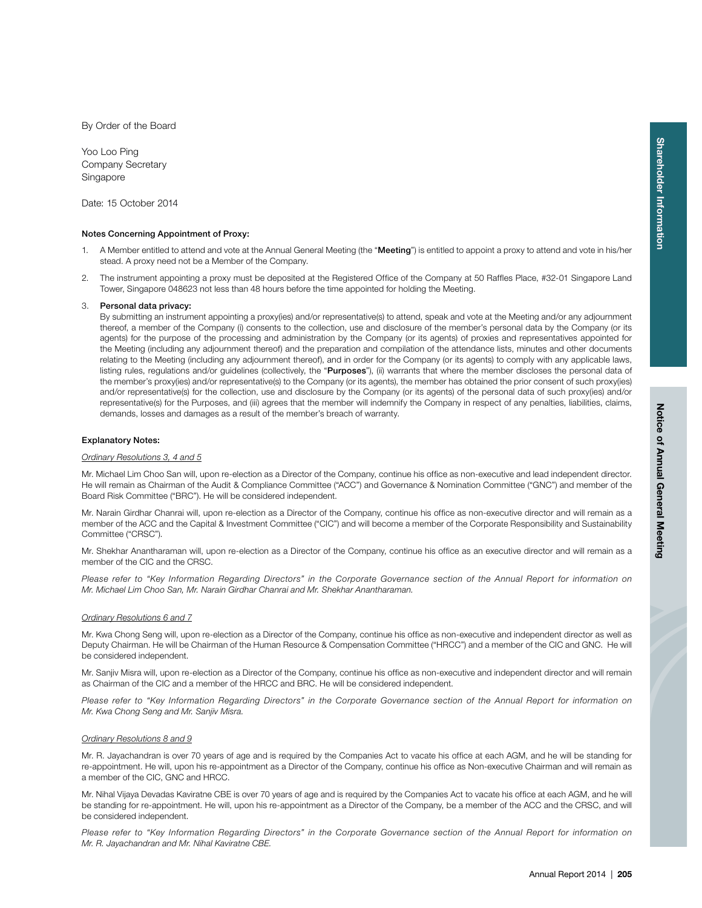By Order of the Board

Yoo Loo Ping
Company Secretary
Singapore

Date: 15 October 2014

**Notes Concerning Appointment of Proxy:**

1. A Member entitled to attend and vote at the Annual General Meeting (the "**Meeting**") is entitled to appoint a proxy to attend and vote in his/her stead. A proxy need not be a Member of the Company.

2. The instrument appointing a proxy must be deposited at the Registered Office of the Company at 50 Raffles Place, #32-01 Singapore Land Tower, Singapore 048623 not less than 48 hours before the time appointed for holding the Meeting.

3. **Personal data privacy:**
   By submitting an instrument appointing a proxy(ies) and/or representative(s) to attend, speak and vote at the Meeting and/or any adjournment thereof, a member of the Company (i) consents to the collection, use and disclosure of the member's personal data by the Company (or its agents) for the purpose of the processing and administration by the Company (or its agents) of proxies and representatives appointed for the Meeting (including any adjournment thereof) and the preparation and compilation of the attendance lists, minutes and other documents relating to the Meeting (including any adjournment thereof), and in order for the Company (or its agents) to comply with any applicable laws, listing rules, regulations and/or guidelines (collectively, the "**Purposes**"), (ii) warrants that where the member discloses the personal data of the member's proxy(ies) and/or representative(s) to the Company (or its agents), the member has obtained the prior consent of such proxy(ies) and/or representative(s) for the collection, use and disclosure by the Company (or its agents) of the personal data of such proxy(ies) and/or representative(s) for the Purposes, and (iii) agrees that the member will indemnify the Company in respect of any penalties, liabilities, claims, demands, losses and damages as a result of the member's breach of warranty.

**Explanatory Notes:**

*Ordinary Resolutions 3, 4 and 5*

Mr. Michael Lim Choo San will, upon re-election as a Director of the Company, continue his office as non-executive and lead independent director. He will remain as Chairman of the Audit & Compliance Committee ("ACC") and Governance & Nomination Committee ("GNC") and member of the Board Risk Committee ("BRC"). He will be considered independent.

Mr. Narain Girdhar Chanrai will, upon re-election as a Director of the Company, continue his office as non-executive director and will remain as a member of the ACC and the Capital & Investment Committee ("CIC") and will become a member of the Corporate Responsibility and Sustainability Committee ("CRSC").

Mr. Shekhar Anantharaman will, upon re-election as a Director of the Company, continue his office as an executive director and will remain as a member of the CIC and the CRSC.

*Please refer to "Key Information Regarding Directors" in the Corporate Governance section of the Annual Report for information on Mr. Michael Lim Choo San, Mr. Narain Girdhar Chanrai and Mr. Shekhar Anantharaman.*

*Ordinary Resolutions 6 and 7*

Mr. Kwa Chong Seng will, upon re-election as a Director of the Company, continue his office as non-executive and independent director as well as Deputy Chairman. He will be Chairman of the Human Resource & Compensation Committee ("HRCC") and a member of the CIC and GNC. He will be considered independent.

Mr. Sanjiv Misra will, upon re-election as a Director of the Company, continue his office as non-executive and independent director and will remain as Chairman of the CIC and a member of the HRCC and BRC. He will be considered independent.

*Please refer to "Key Information Regarding Directors" in the Corporate Governance section of the Annual Report for information on Mr. Kwa Chong Seng and Mr. Sanjiv Misra.*

*Ordinary Resolutions 8 and 9*

Mr. R. Jayachandran is over 70 years of age and is required by the Companies Act to vacate his office at each AGM, and he will be standing for re-appointment. He will, upon his re-appointment as a Director of the Company, continue his office as Non-executive Chairman and will remain as a member of the CIC, GNC and HRCC.

Mr. Nihal Vijaya Devadas Kaviratne CBE is over 70 years of age and is required by the Companies Act to vacate his office at each AGM, and he will be standing for re-appointment. He will, upon his re-appointment as a Director of the Company, be a member of the ACC and the CRSC, and will be considered independent.

*Please refer to "Key Information Regarding Directors" in the Corporate Governance section of the Annual Report for information on Mr. R. Jayachandran and Mr. Nihal Kaviratne CBE.*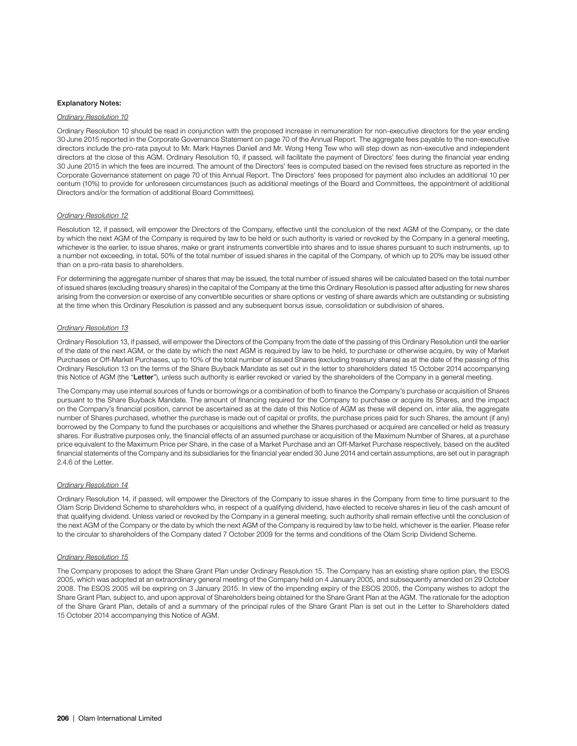**Explanatory Notes:**

*Ordinary Resolution 10*

Ordinary Resolution 10 should be read in conjunction with the proposed increase in remuneration for non-executive directors for the year ending 30 June 2015 reported in the Corporate Governance Statement on page 70 of the Annual Report. The aggregate fees payable to the non-executive directors include the pro-rata payout to Mr. Mark Haynes Daniell and Mr. Wong Heng Tew who will step down as non-executive and independent directors at the close of this AGM. Ordinary Resolution 10, if passed, will facilitate the payment of Directors' fees during the financial year ending 30 June 2015 in which the fees are incurred. The amount of the Directors' fees is computed based on the revised fees structure as reported in the Corporate Governance statement on page 70 of this Annual Report. The Directors' fees proposed for payment also includes an additional 10 per centum (10%) to provide for unforeseen circumstances (such as additional meetings of the Board and Committees, the appointment of additional Directors and/or the formation of additional Board Committees).

*Ordinary Resolution 12*

Resolution 12, if passed, will empower the Directors of the Company, effective until the conclusion of the next AGM of the Company, or the date by which the next AGM of the Company is required by law to be held or such authority is varied or revoked by the Company in a general meeting, whichever is the earlier, to issue shares, make or grant instruments convertible into shares and to issue shares pursuant to such instruments, up to a number not exceeding, in total, 50% of the total number of issued shares in the capital of the Company, of which up to 20% may be issued other than on a pro-rata basis to shareholders.

For determining the aggregate number of shares that may be issued, the total number of issued shares will be calculated based on the total number of issued shares (excluding treasury shares) in the capital of the Company at the time this Ordinary Resolution is passed after adjusting for new shares arising from the conversion or exercise of any convertible securities or share options or vesting of share awards which are outstanding or subsisting at the time when this Ordinary Resolution is passed and any subsequent bonus issue, consolidation or subdivision of shares.

*Ordinary Resolution 13*

Ordinary Resolution 13, if passed, will empower the Directors of the Company from the date of the passing of this Ordinary Resolution until the earlier of the date of the next AGM, or the date by which the next AGM is required by law to be held, to purchase or otherwise acquire, by way of Market Purchases or Off-Market Purchases, up to 10% of the total number of issued Shares (excluding treasury shares) as at the date of the passing of this Ordinary Resolution 13 on the terms of the Share Buyback Mandate as set out in the letter to shareholders dated 15 October 2014 accompanying this Notice of AGM (the "**Letter**"), unless such authority is earlier revoked or varied by the shareholders of the Company in a general meeting.

The Company may use internal sources of funds or borrowings or a combination of both to finance the Company's purchase or acquisition of Shares pursuant to the Share Buyback Mandate. The amount of financing required for the Company to purchase or acquire its Shares, and the impact on the Company's financial position, cannot be ascertained as at the date of this Notice of AGM as these will depend on, inter alia, the aggregate number of Shares purchased, whether the purchase is made out of capital or profits, the purchase prices paid for such Shares, the amount (if any) borrowed by the Company to fund the purchases or acquisitions and whether the Shares purchased or acquired are cancelled or held as treasury shares. For illustrative purposes only, the financial effects of an assumed purchase or acquisition of the Maximum Number of Shares, at a purchase price equivalent to the Maximum Price per Share, in the case of a Market Purchase and an Off-Market Purchase respectively, based on the audited financial statements of the Company and its subsidiaries for the financial year ended 30 June 2014 and certain assumptions, are set out in paragraph 2.4.6 of the Letter.

*Ordinary Resolution 14*

Ordinary Resolution 14, if passed, will empower the Directors of the Company to issue shares in the Company from time to time pursuant to the Olam Scrip Dividend Scheme to shareholders who, in respect of a qualifying dividend, have elected to receive shares in lieu of the cash amount of that qualifying dividend. Unless varied or revoked by the Company in a general meeting, such authority shall remain effective until the conclusion of the next AGM of the Company or the date by which the next AGM of the Company is required by law to be held, whichever is the earlier. Please refer to the circular to shareholders of the Company dated 7 October 2009 for the terms and conditions of the Olam Scrip Dividend Scheme.

*Ordinary Resolution 15*

The Company proposes to adopt the Share Grant Plan under Ordinary Resolution 15. The Company has an existing share option plan, the ESOS 2005, which was adopted at an extraordinary general meeting of the Company held on 4 January 2005, and subsequently amended on 29 October 2008. The ESOS 2005 will be expiring on 3 January 2015. In view of the impending expiry of the ESOS 2005, the Company wishes to adopt the Share Grant Plan, subject to, and upon approval of Shareholders being obtained for the Share Grant Plan at the AGM. The rationale for the adoption of the Share Grant Plan, details of and a summary of the principal rules of the Share Grant Plan is set out in the Letter to Shareholders dated 15 October 2014 accompanying this Notice of AGM.